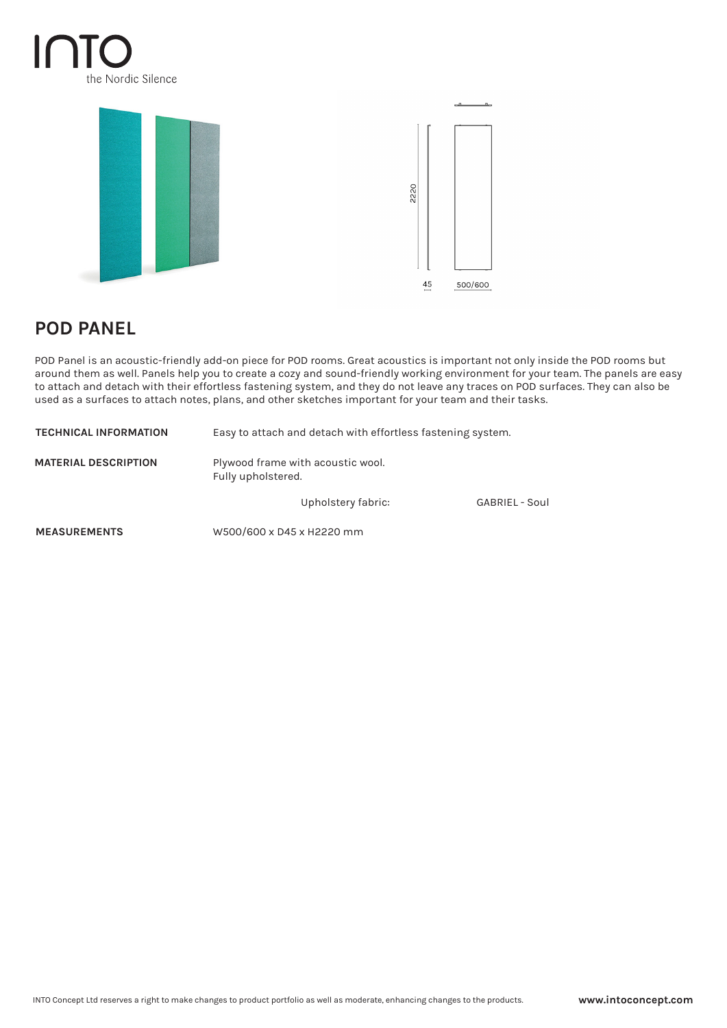# POD PANEL

POD Panel is an acoustic-friendly add-on piece for POD rooms. Great acoustics is important not only inside the POD rooms but around them as well. Panels help you to create a cozy and sound-friendly working environment for your team. The panels are easy to attach and detach with their effortless fastening system, and they do not leave any traces on POD surfaces. They can also be used as a surfaces to attach notes, plans, and other sketches important for your team and their tasks.

| | | |
|---|---|---|
| **TECHNICAL INFORMATION** | Easy to attach and detach with effortless fastening system. | |
| **MATERIAL DESCRIPTION** | Plywood frame with acoustic wool.<br>Fully upholstered. | |
| | Upholstery fabric: | GABRIEL - Soul |
| **MEASUREMENTS** | W500/600 x D45 x H2220 mm | |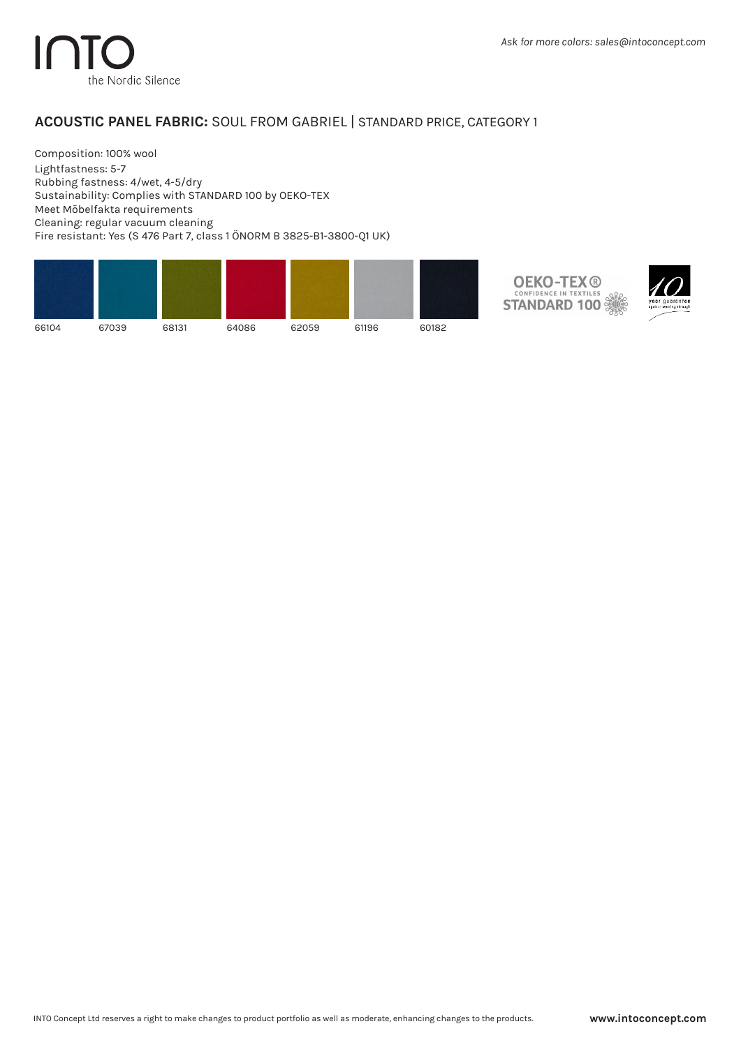*Ask for more colors: sales@intoconcept.com*

## **ACOUSTIC PANEL FABRIC:** SOUL FROM GABRIEL | STANDARD PRICE, CATEGORY 1

Composition: 100% wool
Lightfastness: 5-7
Rubbing fastness: 4/wet, 4-5/dry
Sustainability: Complies with STANDARD 100 by OEKO-TEX
Meet Möbelfakta requirements
Cleaning: regular vacuum cleaning
Fire resistant: Yes (S 476 Part 7, class 1 ÖNORM B 3825-B1-3800-Q1 UK)

66104 67039 68131 64086 62059 61196 60182

OEKO-TEX®
CONFIDENCE IN TEXTILES
STANDARD 100

10 year guarantee

INTO Concept Ltd reserves a right to make changes to product portfolio as well as moderate, enhancing changes to the products.

**www.intoconcept.com**